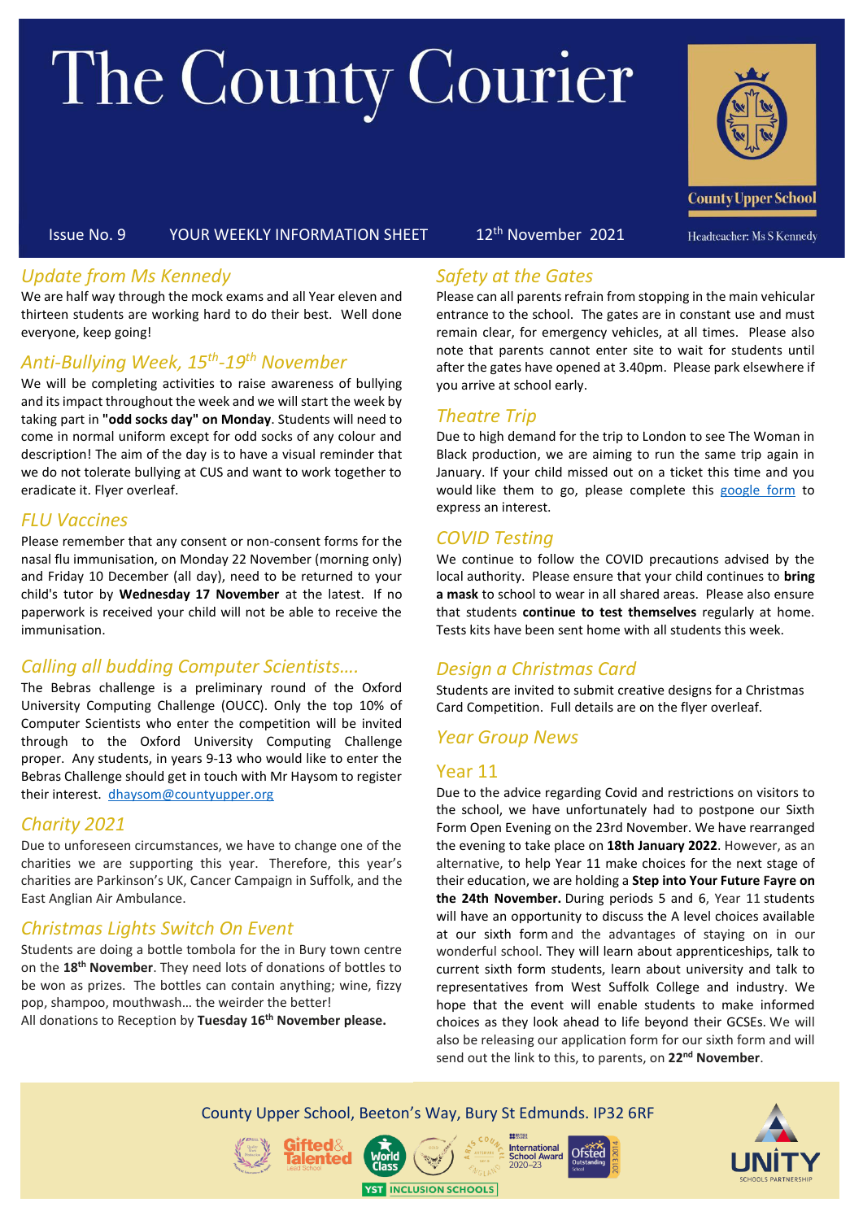# The County Courier

Issue No. 9 YOUR WEEKLY INFORMATION SHEET 12th November 2021

County Upper School

Headteacher: Ms S Kennedy

## Update from Ms Kennedy

We are half way through the mock exams and all Year eleven and thirteen students are working hard to do their best. Well done everyone, keep going!

## Anti-Bullying Week, 15th-19th November

We will be completing activities to raise awareness of bullying and its impact throughout the week and we will start the week by taking part in **"odd socks day" on Monday**. Students will need to come in normal uniform except for odd socks of any colour and description! The aim of the day is to have a visual reminder that we do not tolerate bullying at CUS and want to work together to eradicate it. Flyer overleaf.

## FLU Vaccines

Please remember that any consent or non-consent forms for the nasal flu immunisation, on Monday 22 November (morning only) and Friday 10 December (all day), need to be returned to your child's tutor by **Wednesday 17 November** at the latest. If no paperwork is received your child will not be able to receive the immunisation.

## Calling all budding Computer Scientists….

The Bebras challenge is a preliminary round of the Oxford University Computing Challenge (OUCC). Only the top 10% of Computer Scientists who enter the competition will be invited through to the Oxford University Computing Challenge proper. Any students, in years 9-13 who would like to enter the Bebras Challenge should get in touch with Mr Haysom to register their interest. dhaysom@countyupper.org

## Charity 2021

Due to unforeseen circumstances, we have to change one of the charities we are supporting this year. Therefore, this year's charities are Parkinson's UK, Cancer Campaign in Suffolk, and the East Anglian Air Ambulance.

## Christmas Lights Switch On Event

Students are doing a bottle tombola for the in Bury town centre on the **18th November**. They need lots of donations of bottles to be won as prizes. The bottles can contain anything; wine, fizzy pop, shampoo, mouthwash… the weirder the better!
All donations to Reception by **Tuesday 16th November please.**

## Safety at the Gates

Please can all parents refrain from stopping in the main vehicular entrance to the school. The gates are in constant use and must remain clear, for emergency vehicles, at all times. Please also note that parents cannot enter site to wait for students until after the gates have opened at 3.40pm. Please park elsewhere if you arrive at school early.

## Theatre Trip

Due to high demand for the trip to London to see The Woman in Black production, we are aiming to run the same trip again in January. If your child missed out on a ticket this time and you would like them to go, please complete this google form to express an interest.

## COVID Testing

We continue to follow the COVID precautions advised by the local authority. Please ensure that your child continues to **bring a mask** to school to wear in all shared areas. Please also ensure that students **continue to test themselves** regularly at home. Tests kits have been sent home with all students this week.

## Design a Christmas Card

Students are invited to submit creative designs for a Christmas Card Competition. Full details are on the flyer overleaf.

## Year Group News

### Year 11

Due to the advice regarding Covid and restrictions on visitors to the school, we have unfortunately had to postpone our Sixth Form Open Evening on the 23rd November. We have rearranged the evening to take place on **18th January 2022**. However, as an alternative, to help Year 11 make choices for the next stage of their education, we are holding a **Step into Your Future Fayre on the 24th November.** During periods 5 and 6, Year 11 students will have an opportunity to discuss the A level choices available at our sixth form and the advantages of staying on in our wonderful school. They will learn about apprenticeships, talk to current sixth form students, learn about university and talk to representatives from West Suffolk College and industry. We hope that the event will enable students to make informed choices as they look ahead to life beyond their GCSEs. We will also be releasing our application form for our sixth form and will send out the link to this, to parents, on **22nd November**.

County Upper School, Beeton's Way, Bury St Edmunds. IP32 6RF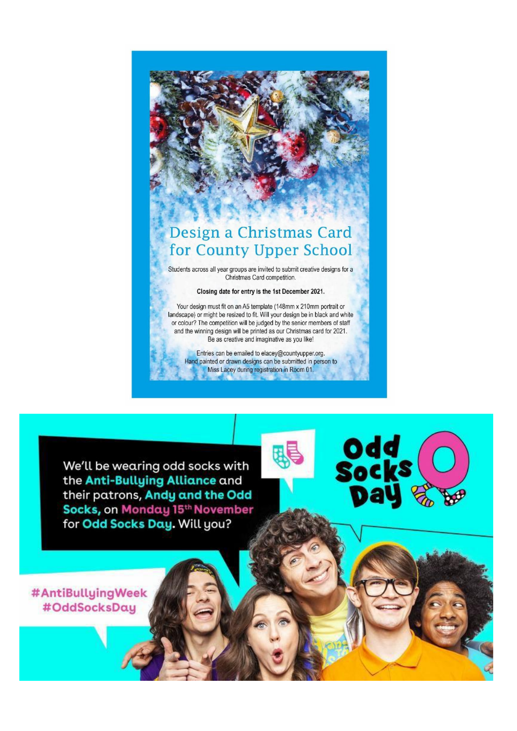# Design a Christmas Card for County Upper School

Students across all year groups are invited to submit creative designs for a Christmas Card competition.

**Closing date for entry is the 1st December 2021.**

Your design must fit on an A5 template (148mm x 210mm portrait or landscape) or might be resized to fit. Will your design be in black and white or colour? The competition will be judged by the senior members of staff and the winning design will be printed as our Christmas card for 2021. Be as creative and imaginative as you like!

Entries can be emailed to elacey@countyupper.org.
Hand painted or drawn designs can be submitted in person to Miss Lacey during registration in Room 01.

We'll be wearing odd socks with the **Anti-Bullying Alliance** and their patrons, **Andy and the Odd Socks,** on **Monday 15th November** for **Odd Socks Day**. Will you?

**Odd Socks Day**

#AntiBullyingWeek
#OddSocksDay